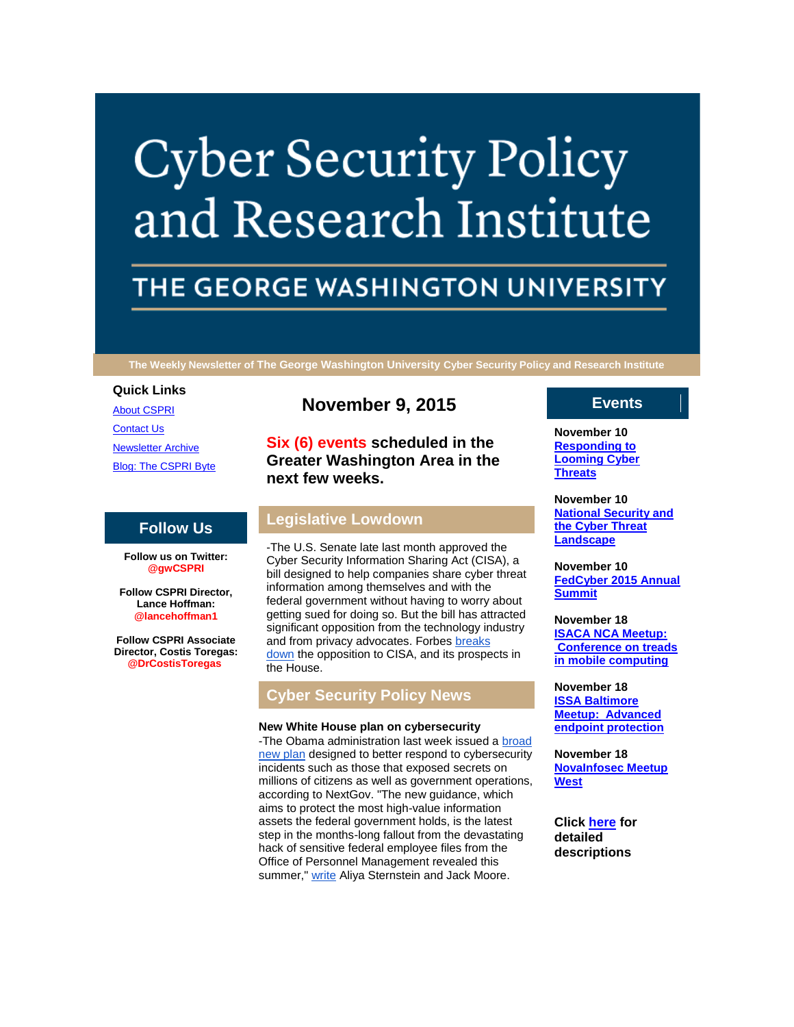# Cyber Security Policy and Research Institute

## THE GEORGE WASHINGTON UNIVERSITY

**The Weekly Newsletter of The George Washington University Cyber Security Policy and Research Institute**

### Quick Links

- About CSPRI
- Contact Us
- Newsletter Archive
- Blog: The CSPRI Byte

### Follow Us

**Follow us on Twitter: @gwCSPRI**

**Follow CSPRI Director, Lance Hoffman: @lancehoffman1**

**Follow CSPRI Associate Director, Costis Toregas: @DrCostisToregas**

## November 9, 2015

**Six (6) events scheduled in the Greater Washington Area in the next few weeks.**

## Legislative Lowdown

-The U.S. Senate late last month approved the Cyber Security Information Sharing Act (CISA), a bill designed to help companies share cyber threat information among themselves and with the federal government without having to worry about getting sued for doing so. But the bill has attracted significant opposition from the technology industry and from privacy advocates. Forbes breaks down the opposition to CISA, and its prospects in the House.

## Cyber Security Policy News

**New White House plan on cybersecurity**

-The Obama administration last week issued a broad new plan designed to better respond to cybersecurity incidents such as those that exposed secrets on millions of citizens as well as government operations, according to NextGov. "The new guidance, which aims to protect the most high-value information assets the federal government holds, is the latest step in the months-long fallout from the devastating hack of sensitive federal employee files from the Office of Personnel Management revealed this summer," write Aliya Sternstein and Jack Moore.

## Events

**November 10**
**Responding to Looming Cyber Threats**

**November 10**
**National Security and the Cyber Threat Landscape**

**November 10**
**FedCyber 2015 Annual Summit**

**November 18**
**ISACA NCA Meetup: Conference on treads in mobile computing**

**November 18**
**ISSA Baltimore Meetup: Advanced endpoint protection**

**November 18**
**NovaInfosec Meetup West**

**Click here for detailed descriptions**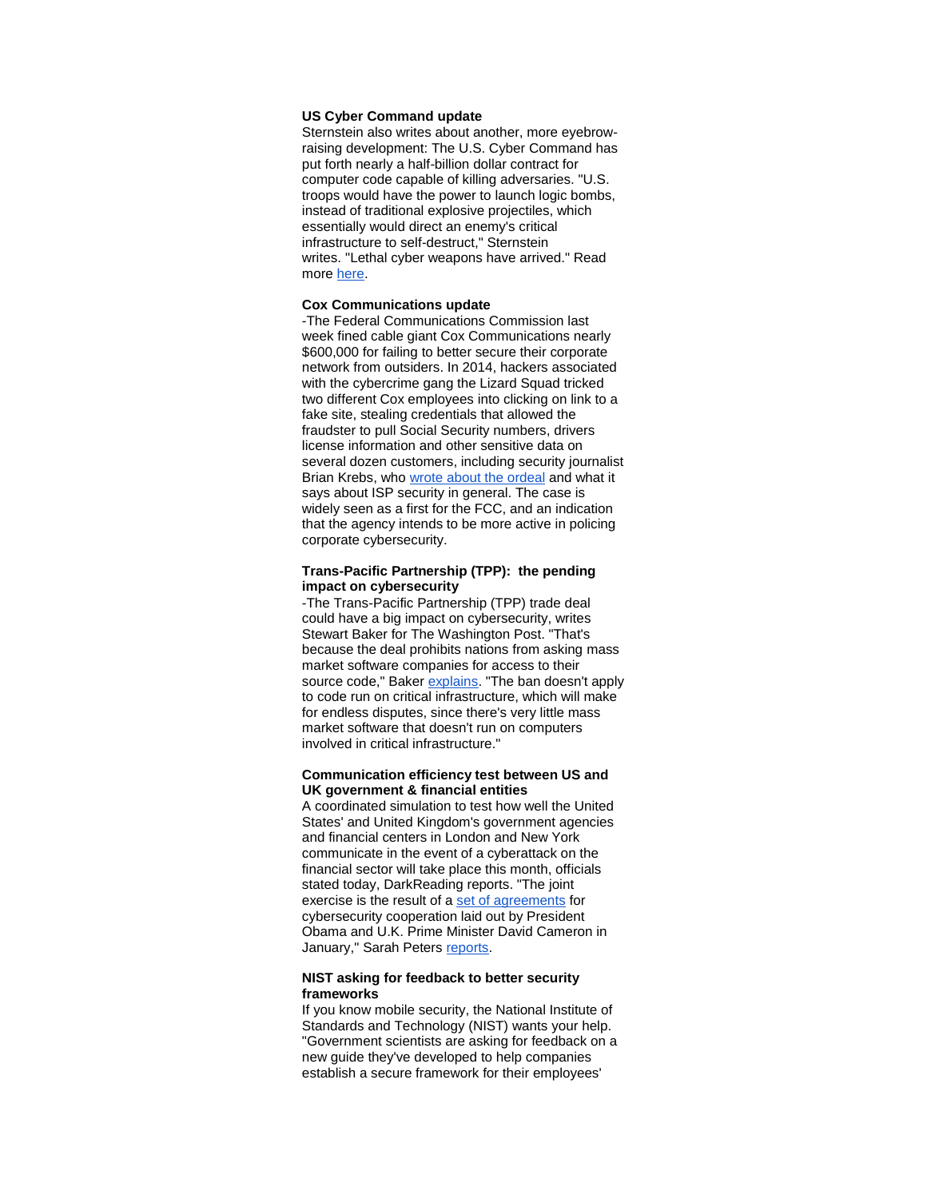**US Cyber Command update**

Sternstein also writes about another, more eyebrow-raising development: The U.S. Cyber Command has put forth nearly a half-billion dollar contract for computer code capable of killing adversaries. "U.S. troops would have the power to launch logic bombs, instead of traditional explosive projectiles, which essentially would direct an enemy's critical infrastructure to self-destruct," Sternstein writes. "Lethal cyber weapons have arrived." Read more here.

**Cox Communications update**

-The Federal Communications Commission last week fined cable giant Cox Communications nearly $600,000 for failing to better secure their corporate network from outsiders. In 2014, hackers associated with the cybercrime gang the Lizard Squad tricked two different Cox employees into clicking on link to a fake site, stealing credentials that allowed the fraudster to pull Social Security numbers, drivers license information and other sensitive data on several dozen customers, including security journalist Brian Krebs, who wrote about the ordeal and what it says about ISP security in general. The case is widely seen as a first for the FCC, and an indication that the agency intends to be more active in policing corporate cybersecurity.

**Trans-Pacific Partnership (TPP): the pending impact on cybersecurity**

-The Trans-Pacific Partnership (TPP) trade deal could have a big impact on cybersecurity, writes Stewart Baker for The Washington Post. "That's because the deal prohibits nations from asking mass market software companies for access to their source code," Baker explains. "The ban doesn't apply to code run on critical infrastructure, which will make for endless disputes, since there's very little mass market software that doesn't run on computers involved in critical infrastructure."

**Communication efficiency test between US and UK government & financial entities**

A coordinated simulation to test how well the United States' and United Kingdom's government agencies and financial centers in London and New York communicate in the event of a cyberattack on the financial sector will take place this month, officials stated today, DarkReading reports. "The joint exercise is the result of a set of agreements for cybersecurity cooperation laid out by President Obama and U.K. Prime Minister David Cameron in January," Sarah Peters reports.

**NIST asking for feedback to better security frameworks**

If you know mobile security, the National Institute of Standards and Technology (NIST) wants your help. "Government scientists are asking for feedback on a new guide they've developed to help companies establish a secure framework for their employees'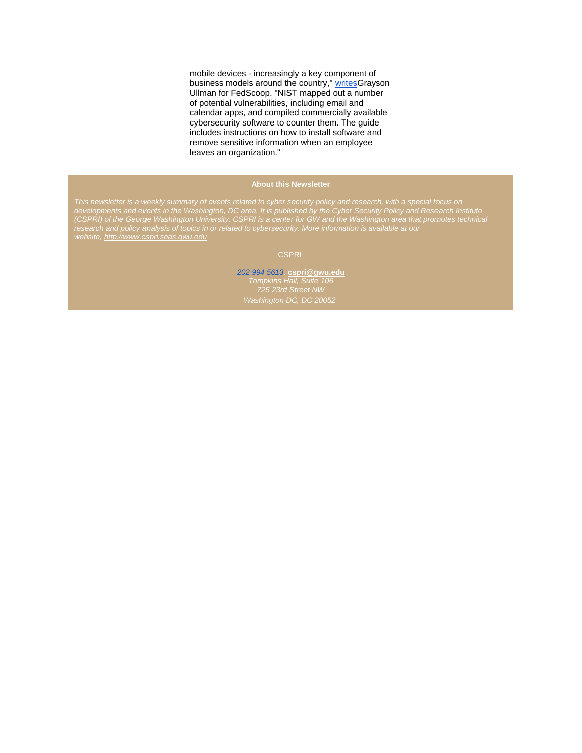mobile devices - increasingly a key component of business models around the country," writesGrayson Ullman for FedScoop. "NIST mapped out a number of potential vulnerabilities, including email and calendar apps, and compiled commercially available cybersecurity software to counter them. The guide includes instructions on how to install software and remove sensitive information when an employee leaves an organization."

**About this Newsletter**

*This newsletter is a weekly summary of events related to cyber security policy and research, with a special focus on developments and events in the Washington, DC area. It is published by the Cyber Security Policy and Research Institute (CSPRI) of the George Washington University. CSPRI is a center for GW and the Washington area that promotes technical research and policy analysis of topics in or related to cybersecurity. More information is available at our website, http://www.cspri.seas.gwu.edu*

CSPRI

*202 994 5613* **cspri@gwu.edu**
*Tompkins Hall, Suite 106*
*725 23rd Street NW*
*Washington DC, DC 20052*